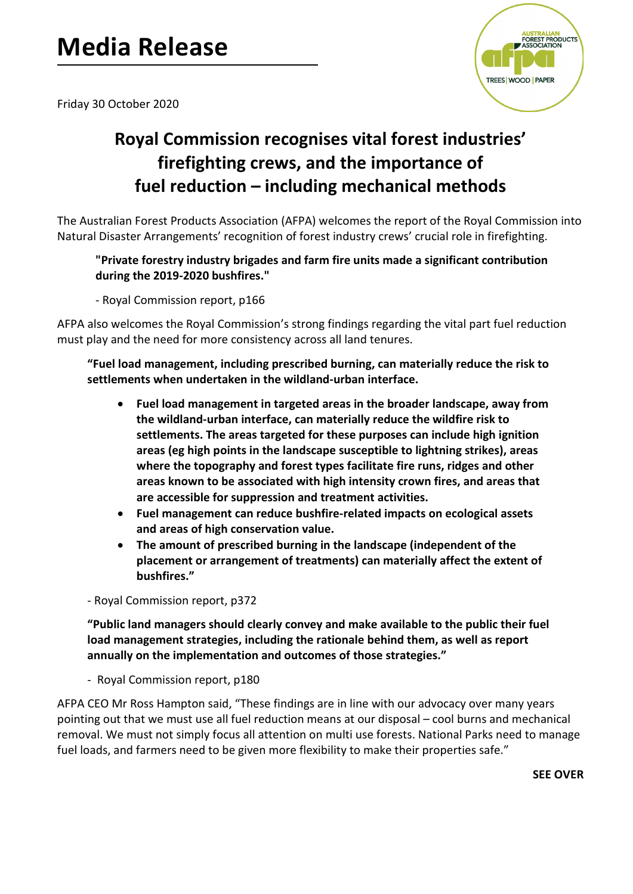# Media Release

Friday 30 October 2020

## Royal Commission recognises vital forest industries' firefighting crews, and the importance of fuel reduction – including mechanical methods

The Australian Forest Products Association (AFPA) welcomes the report of the Royal Commission into Natural Disaster Arrangements' recognition of forest industry crews' crucial role in firefighting.

> **"Private forestry industry brigades and farm fire units made a significant contribution during the 2019-2020 bushfires."**
>
> - Royal Commission report, p166

AFPA also welcomes the Royal Commission's strong findings regarding the vital part fuel reduction must play and the need for more consistency across all land tenures.

> **"Fuel load management, including prescribed burning, can materially reduce the risk to settlements when undertaken in the wildland-urban interface.**
>
> - **Fuel load management in targeted areas in the broader landscape, away from the wildland-urban interface, can materially reduce the wildfire risk to settlements. The areas targeted for these purposes can include high ignition areas (eg high points in the landscape susceptible to lightning strikes), areas where the topography and forest types facilitate fire runs, ridges and other areas known to be associated with high intensity crown fires, and areas that are accessible for suppression and treatment activities.**
> - **Fuel management can reduce bushfire-related impacts on ecological assets and areas of high conservation value.**
> - **The amount of prescribed burning in the landscape (independent of the placement or arrangement of treatments) can materially affect the extent of bushfires."**
>
> - Royal Commission report, p372
>
> **"Public land managers should clearly convey and make available to the public their fuel load management strategies, including the rationale behind them, as well as report annually on the implementation and outcomes of those strategies."**
>
> - Royal Commission report, p180

AFPA CEO Mr Ross Hampton said, "These findings are in line with our advocacy over many years pointing out that we must use all fuel reduction means at our disposal – cool burns and mechanical removal. We must not simply focus all attention on multi use forests. National Parks need to manage fuel loads, and farmers need to be given more flexibility to make their properties safe."

**SEE OVER**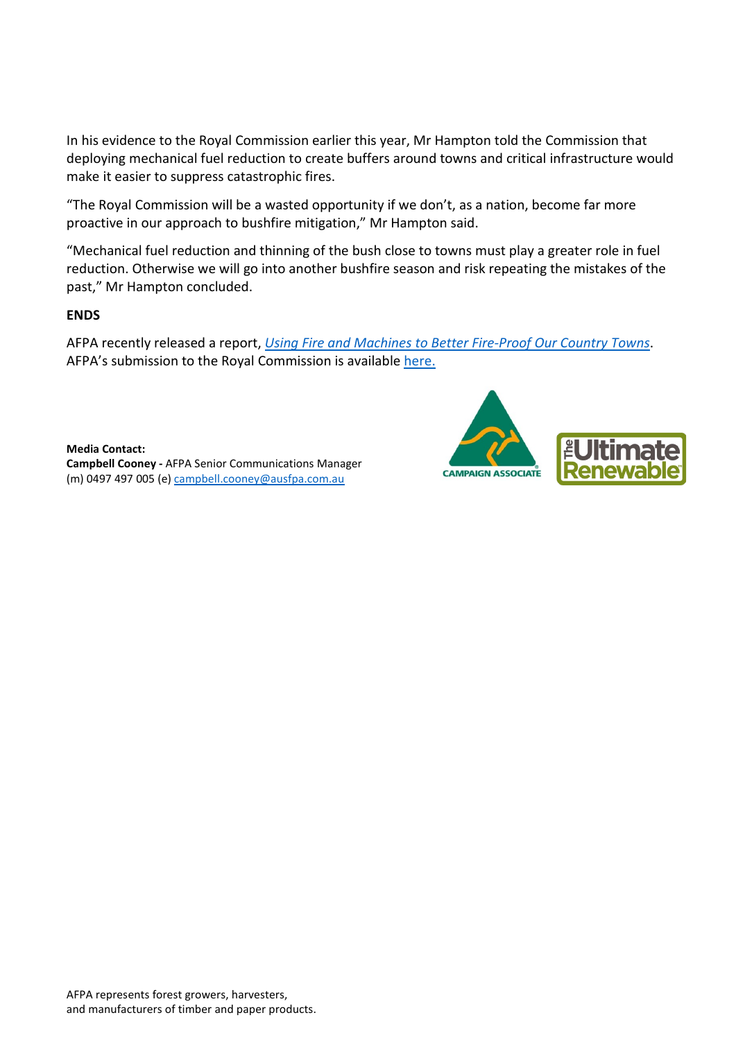In his evidence to the Royal Commission earlier this year, Mr Hampton told the Commission that deploying mechanical fuel reduction to create buffers around towns and critical infrastructure would make it easier to suppress catastrophic fires.

"The Royal Commission will be a wasted opportunity if we don't, as a nation, become far more proactive in our approach to bushfire mitigation," Mr Hampton said.

"Mechanical fuel reduction and thinning of the bush close to towns must play a greater role in fuel reduction. Otherwise we will go into another bushfire season and risk repeating the mistakes of the past," Mr Hampton concluded.

**ENDS**

AFPA recently released a report, *Using Fire and Machines to Better Fire-Proof Our Country Towns*. AFPA's submission to the Royal Commission is available here.

**Media Contact:**
**Campbell Cooney -** AFPA Senior Communications Manager
(m) 0497 497 005 (e) campbell.cooney@ausfpa.com.au

AFPA represents forest growers, harvesters, and manufacturers of timber and paper products.